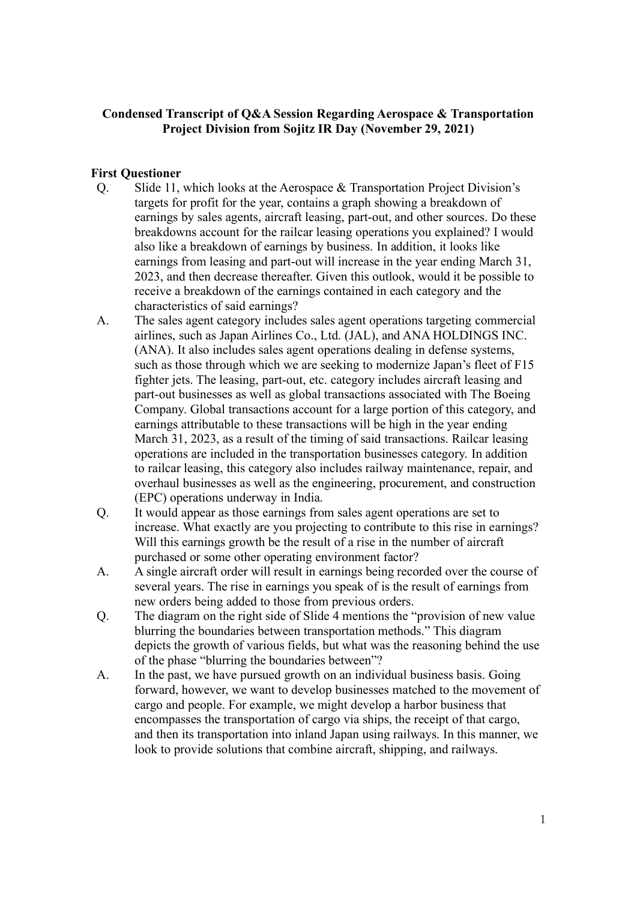# Condensed Transcript of Q&A Session Regarding Aerospace & Transportation Project Division from Sojitz IR Day (November 29, 2021)

**First Questioner**

Q. Slide 11, which looks at the Aerospace & Transportation Project Division's targets for profit for the year, contains a graph showing a breakdown of earnings by sales agents, aircraft leasing, part-out, and other sources. Do these breakdowns account for the railcar leasing operations you explained? I would also like a breakdown of earnings by business. In addition, it looks like earnings from leasing and part-out will increase in the year ending March 31, 2023, and then decrease thereafter. Given this outlook, would it be possible to receive a breakdown of the earnings contained in each category and the characteristics of said earnings?

A. The sales agent category includes sales agent operations targeting commercial airlines, such as Japan Airlines Co., Ltd. (JAL), and ANA HOLDINGS INC. (ANA). It also includes sales agent operations dealing in defense systems, such as those through which we are seeking to modernize Japan's fleet of F15 fighter jets. The leasing, part-out, etc. category includes aircraft leasing and part-out businesses as well as global transactions associated with The Boeing Company. Global transactions account for a large portion of this category, and earnings attributable to these transactions will be high in the year ending March 31, 2023, as a result of the timing of said transactions. Railcar leasing operations are included in the transportation businesses category. In addition to railcar leasing, this category also includes railway maintenance, repair, and overhaul businesses as well as the engineering, procurement, and construction (EPC) operations underway in India.

Q. It would appear as those earnings from sales agent operations are set to increase. What exactly are you projecting to contribute to this rise in earnings? Will this earnings growth be the result of a rise in the number of aircraft purchased or some other operating environment factor?

A. A single aircraft order will result in earnings being recorded over the course of several years. The rise in earnings you speak of is the result of earnings from new orders being added to those from previous orders.

Q. The diagram on the right side of Slide 4 mentions the "provision of new value blurring the boundaries between transportation methods." This diagram depicts the growth of various fields, but what was the reasoning behind the use of the phase "blurring the boundaries between"?

A. In the past, we have pursued growth on an individual business basis. Going forward, however, we want to develop businesses matched to the movement of cargo and people. For example, we might develop a harbor business that encompasses the transportation of cargo via ships, the receipt of that cargo, and then its transportation into inland Japan using railways. In this manner, we look to provide solutions that combine aircraft, shipping, and railways.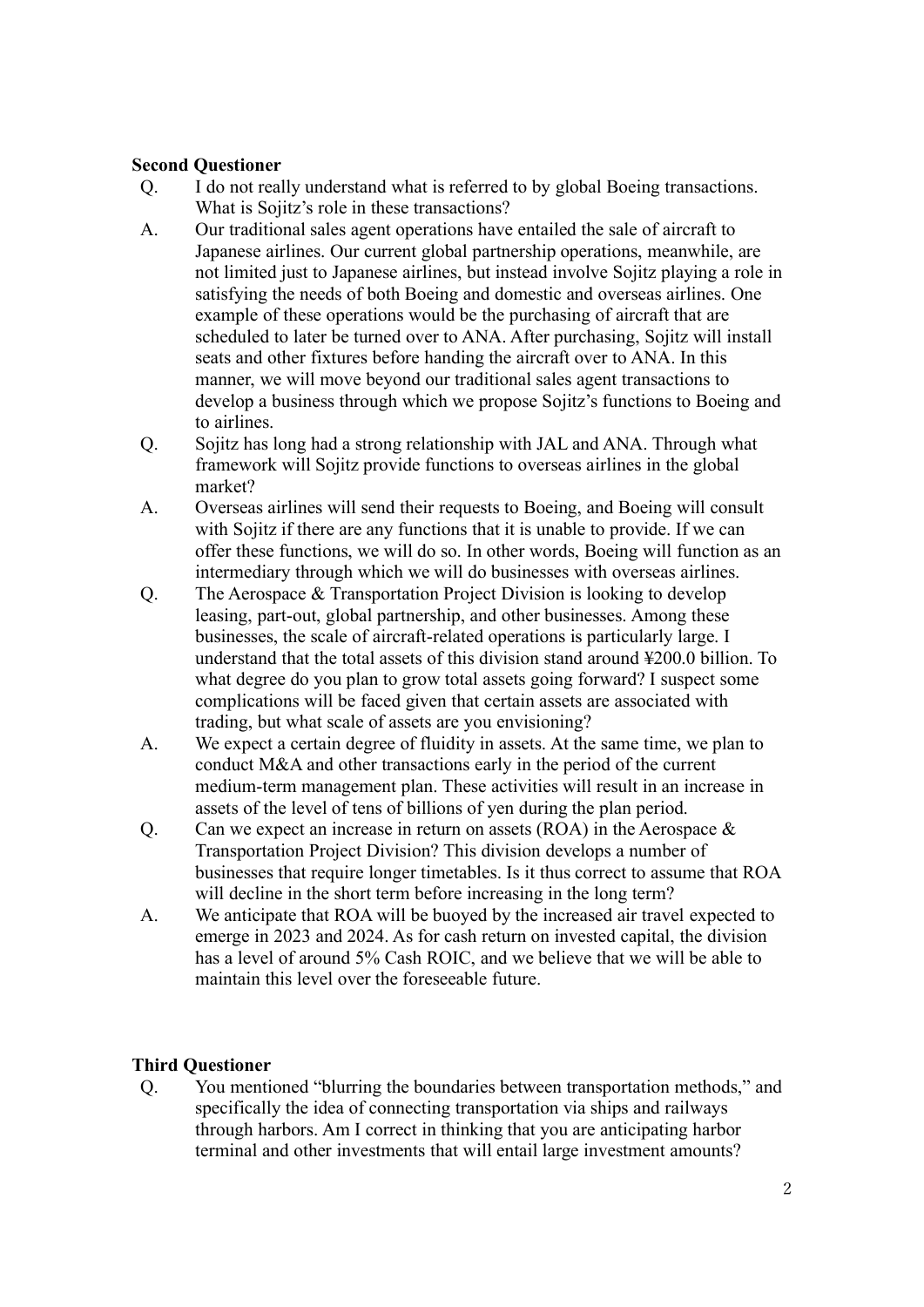**Second Questioner**

Q. I do not really understand what is referred to by global Boeing transactions. What is Sojitz's role in these transactions?

A. Our traditional sales agent operations have entailed the sale of aircraft to Japanese airlines. Our current global partnership operations, meanwhile, are not limited just to Japanese airlines, but instead involve Sojitz playing a role in satisfying the needs of both Boeing and domestic and overseas airlines. One example of these operations would be the purchasing of aircraft that are scheduled to later be turned over to ANA. After purchasing, Sojitz will install seats and other fixtures before handing the aircraft over to ANA. In this manner, we will move beyond our traditional sales agent transactions to develop a business through which we propose Sojitz's functions to Boeing and to airlines.

Q. Sojitz has long had a strong relationship with JAL and ANA. Through what framework will Sojitz provide functions to overseas airlines in the global market?

A. Overseas airlines will send their requests to Boeing, and Boeing will consult with Sojitz if there are any functions that it is unable to provide. If we can offer these functions, we will do so. In other words, Boeing will function as an intermediary through which we will do businesses with overseas airlines.

Q. The Aerospace & Transportation Project Division is looking to develop leasing, part-out, global partnership, and other businesses. Among these businesses, the scale of aircraft-related operations is particularly large. I understand that the total assets of this division stand around ¥200.0 billion. To what degree do you plan to grow total assets going forward? I suspect some complications will be faced given that certain assets are associated with trading, but what scale of assets are you envisioning?

A. We expect a certain degree of fluidity in assets. At the same time, we plan to conduct M&A and other transactions early in the period of the current medium-term management plan. These activities will result in an increase in assets of the level of tens of billions of yen during the plan period.

Q. Can we expect an increase in return on assets (ROA) in the Aerospace & Transportation Project Division? This division develops a number of businesses that require longer timetables. Is it thus correct to assume that ROA will decline in the short term before increasing in the long term?

A. We anticipate that ROA will be buoyed by the increased air travel expected to emerge in 2023 and 2024. As for cash return on invested capital, the division has a level of around 5% Cash ROIC, and we believe that we will be able to maintain this level over the foreseeable future.

**Third Questioner**

Q. You mentioned "blurring the boundaries between transportation methods," and specifically the idea of connecting transportation via ships and railways through harbors. Am I correct in thinking that you are anticipating harbor terminal and other investments that will entail large investment amounts?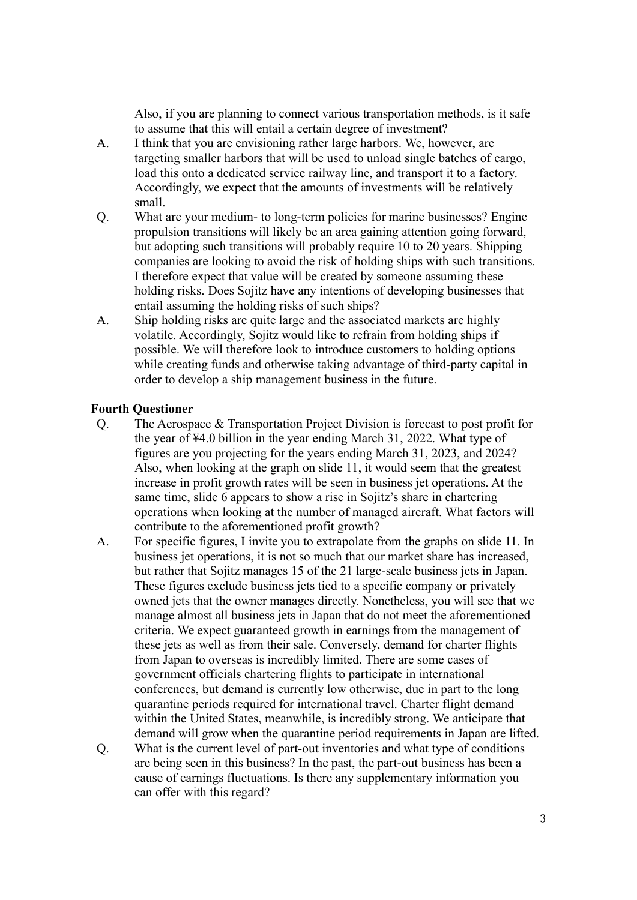Also, if you are planning to connect various transportation methods, is it safe to assume that this will entail a certain degree of investment?

A. I think that you are envisioning rather large harbors. We, however, are targeting smaller harbors that will be used to unload single batches of cargo, load this onto a dedicated service railway line, and transport it to a factory. Accordingly, we expect that the amounts of investments will be relatively small.

Q. What are your medium- to long-term policies for marine businesses? Engine propulsion transitions will likely be an area gaining attention going forward, but adopting such transitions will probably require 10 to 20 years. Shipping companies are looking to avoid the risk of holding ships with such transitions. I therefore expect that value will be created by someone assuming these holding risks. Does Sojitz have any intentions of developing businesses that entail assuming the holding risks of such ships?

A. Ship holding risks are quite large and the associated markets are highly volatile. Accordingly, Sojitz would like to refrain from holding ships if possible. We will therefore look to introduce customers to holding options while creating funds and otherwise taking advantage of third-party capital in order to develop a ship management business in the future.

**Fourth Questioner**

Q. The Aerospace & Transportation Project Division is forecast to post profit for the year of ¥4.0 billion in the year ending March 31, 2022. What type of figures are you projecting for the years ending March 31, 2023, and 2024? Also, when looking at the graph on slide 11, it would seem that the greatest increase in profit growth rates will be seen in business jet operations. At the same time, slide 6 appears to show a rise in Sojitz's share in chartering operations when looking at the number of managed aircraft. What factors will contribute to the aforementioned profit growth?

A. For specific figures, I invite you to extrapolate from the graphs on slide 11. In business jet operations, it is not so much that our market share has increased, but rather that Sojitz manages 15 of the 21 large-scale business jets in Japan. These figures exclude business jets tied to a specific company or privately owned jets that the owner manages directly. Nonetheless, you will see that we manage almost all business jets in Japan that do not meet the aforementioned criteria. We expect guaranteed growth in earnings from the management of these jets as well as from their sale. Conversely, demand for charter flights from Japan to overseas is incredibly limited. There are some cases of government officials chartering flights to participate in international conferences, but demand is currently low otherwise, due in part to the long quarantine periods required for international travel. Charter flight demand within the United States, meanwhile, is incredibly strong. We anticipate that demand will grow when the quarantine period requirements in Japan are lifted.

Q. What is the current level of part-out inventories and what type of conditions are being seen in this business? In the past, the part-out business has been a cause of earnings fluctuations. Is there any supplementary information you can offer with this regard?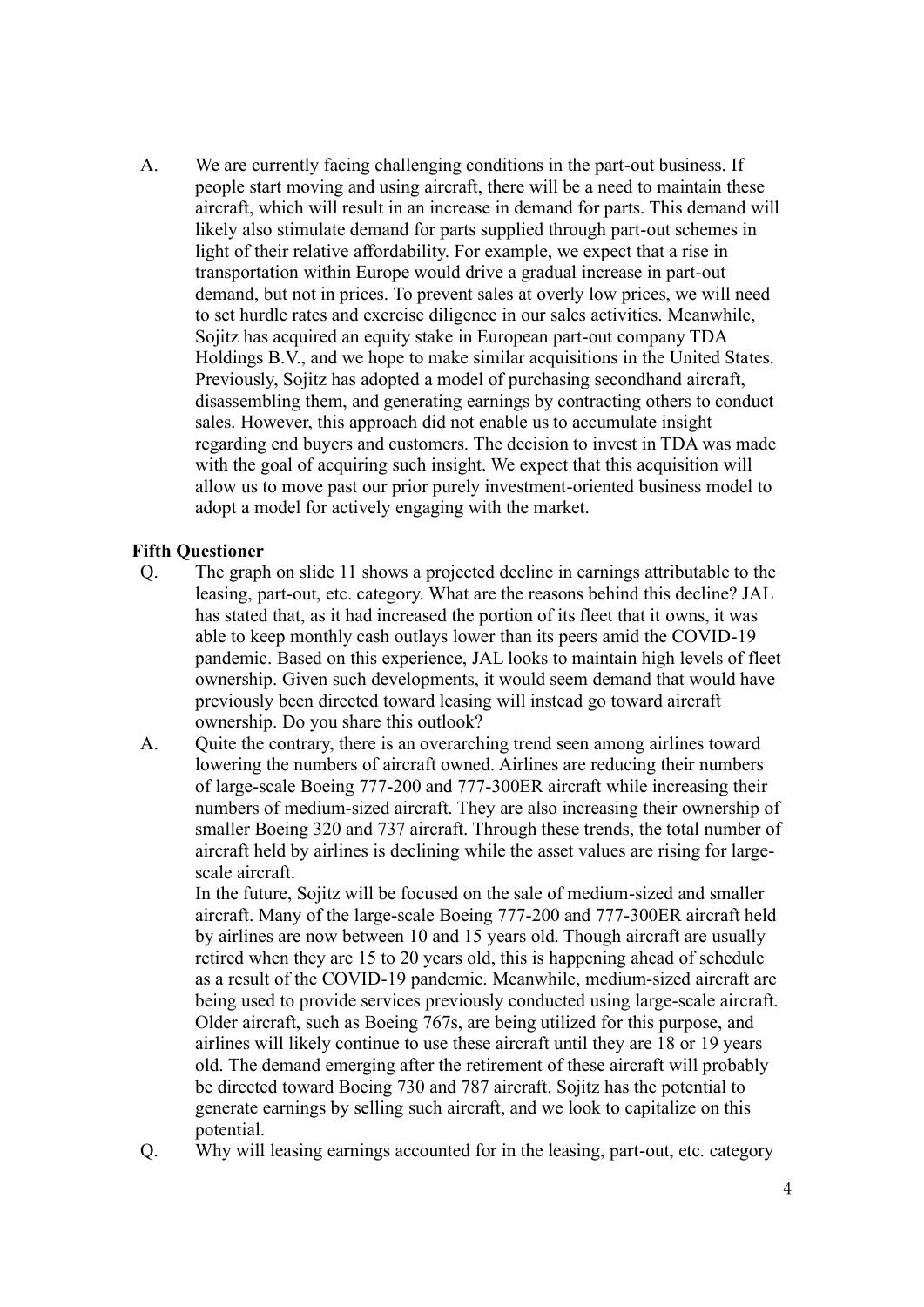A. We are currently facing challenging conditions in the part-out business. If people start moving and using aircraft, there will be a need to maintain these aircraft, which will result in an increase in demand for parts. This demand will likely also stimulate demand for parts supplied through part-out schemes in light of their relative affordability. For example, we expect that a rise in transportation within Europe would drive a gradual increase in part-out demand, but not in prices. To prevent sales at overly low prices, we will need to set hurdle rates and exercise diligence in our sales activities. Meanwhile, Sojitz has acquired an equity stake in European part-out company TDA Holdings B.V., and we hope to make similar acquisitions in the United States. Previously, Sojitz has adopted a model of purchasing secondhand aircraft, disassembling them, and generating earnings by contracting others to conduct sales. However, this approach did not enable us to accumulate insight regarding end buyers and customers. The decision to invest in TDA was made with the goal of acquiring such insight. We expect that this acquisition will allow us to move past our prior purely investment-oriented business model to adopt a model for actively engaging with the market.

**Fifth Questioner**

Q. The graph on slide 11 shows a projected decline in earnings attributable to the leasing, part-out, etc. category. What are the reasons behind this decline? JAL has stated that, as it had increased the portion of its fleet that it owns, it was able to keep monthly cash outlays lower than its peers amid the COVID-19 pandemic. Based on this experience, JAL looks to maintain high levels of fleet ownership. Given such developments, it would seem demand that would have previously been directed toward leasing will instead go toward aircraft ownership. Do you share this outlook?

A. Quite the contrary, there is an overarching trend seen among airlines toward lowering the numbers of aircraft owned. Airlines are reducing their numbers of large-scale Boeing 777-200 and 777-300ER aircraft while increasing their numbers of medium-sized aircraft. They are also increasing their ownership of smaller Boeing 320 and 737 aircraft. Through these trends, the total number of aircraft held by airlines is declining while the asset values are rising for large-scale aircraft.
In the future, Sojitz will be focused on the sale of medium-sized and smaller aircraft. Many of the large-scale Boeing 777-200 and 777-300ER aircraft held by airlines are now between 10 and 15 years old. Though aircraft are usually retired when they are 15 to 20 years old, this is happening ahead of schedule as a result of the COVID-19 pandemic. Meanwhile, medium-sized aircraft are being used to provide services previously conducted using large-scale aircraft. Older aircraft, such as Boeing 767s, are being utilized for this purpose, and airlines will likely continue to use these aircraft until they are 18 or 19 years old. The demand emerging after the retirement of these aircraft will probably be directed toward Boeing 730 and 787 aircraft. Sojitz has the potential to generate earnings by selling such aircraft, and we look to capitalize on this potential.

Q. Why will leasing earnings accounted for in the leasing, part-out, etc. category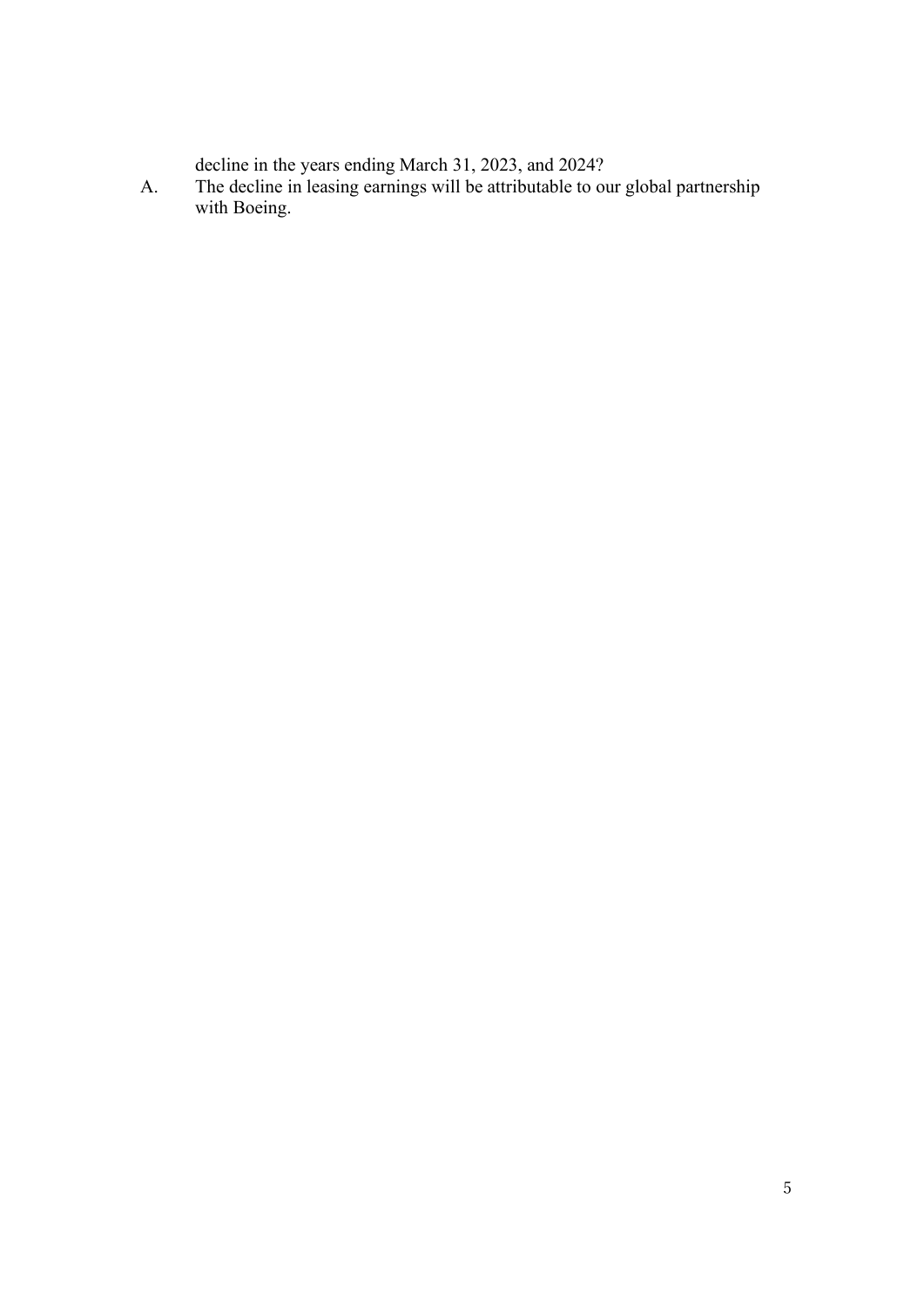decline in the years ending March 31, 2023, and 2024?

A. The decline in leasing earnings will be attributable to our global partnership with Boeing.